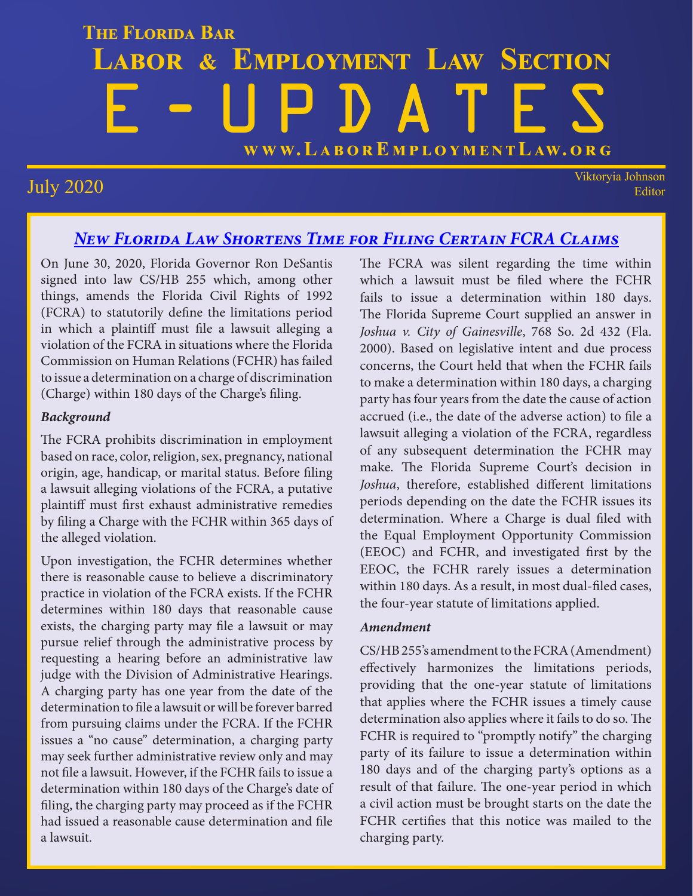# The Florida Bar
# Labor & Employment Law Section
# E-UPDATES

**www.LaborEmploymentLaw.org**

July 2020

Viktoryia Johnson
Editor

## *New Florida Law Shortens Time for Filing Certain FCRA Claims*

On June 30, 2020, Florida Governor Ron DeSantis signed into law CS/HB 255 which, among other things, amends the Florida Civil Rights of 1992 (FCRA) to statutorily define the limitations period in which a plaintiff must file a lawsuit alleging a violation of the FCRA in situations where the Florida Commission on Human Relations (FCHR) has failed to issue a determination on a charge of discrimination (Charge) within 180 days of the Charge's filing.

### *Background*

The FCRA prohibits discrimination in employment based on race, color, religion, sex, pregnancy, national origin, age, handicap, or marital status. Before filing a lawsuit alleging violations of the FCRA, a putative plaintiff must first exhaust administrative remedies by filing a Charge with the FCHR within 365 days of the alleged violation.

Upon investigation, the FCHR determines whether there is reasonable cause to believe a discriminatory practice in violation of the FCRA exists. If the FCHR determines within 180 days that reasonable cause exists, the charging party may file a lawsuit or may pursue relief through the administrative process by requesting a hearing before an administrative law judge with the Division of Administrative Hearings. A charging party has one year from the date of the determination to file a lawsuit or will be forever barred from pursuing claims under the FCRA. If the FCHR issues a "no cause" determination, a charging party may seek further administrative review only and may not file a lawsuit. However, if the FCHR fails to issue a determination within 180 days of the Charge's date of filing, the charging party may proceed as if the FCHR had issued a reasonable cause determination and file a lawsuit.

The FCRA was silent regarding the time within which a lawsuit must be filed where the FCHR fails to issue a determination within 180 days. The Florida Supreme Court supplied an answer in *Joshua v. City of Gainesville*, 768 So. 2d 432 (Fla. 2000). Based on legislative intent and due process concerns, the Court held that when the FCHR fails to make a determination within 180 days, a charging party has four years from the date the cause of action accrued (i.e., the date of the adverse action) to file a lawsuit alleging a violation of the FCRA, regardless of any subsequent determination the FCHR may make. The Florida Supreme Court's decision in *Joshua*, therefore, established different limitations periods depending on the date the FCHR issues its determination. Where a Charge is dual filed with the Equal Employment Opportunity Commission (EEOC) and FCHR, and investigated first by the EEOC, the FCHR rarely issues a determination within 180 days. As a result, in most dual-filed cases, the four-year statute of limitations applied.

### *Amendment*

CS/HB 255's amendment to the FCRA (Amendment) effectively harmonizes the limitations periods, providing that the one-year statute of limitations that applies where the FCHR issues a timely cause determination also applies where it fails to do so. The FCHR is required to "promptly notify" the charging party of its failure to issue a determination within 180 days and of the charging party's options as a result of that failure. The one-year period in which a civil action must be brought starts on the date the FCHR certifies that this notice was mailed to the charging party.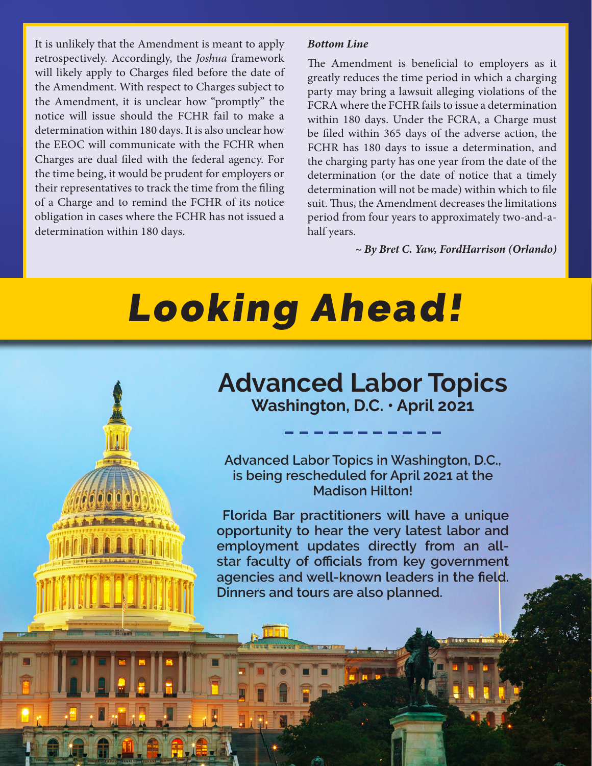It is unlikely that the Amendment is meant to apply retrospectively. Accordingly, the *Joshua* framework will likely apply to Charges filed before the date of the Amendment. With respect to Charges subject to the Amendment, it is unclear how "promptly" the notice will issue should the FCHR fail to make a determination within 180 days. It is also unclear how the EEOC will communicate with the FCHR when Charges are dual filed with the federal agency. For the time being, it would be prudent for employers or their representatives to track the time from the filing of a Charge and to remind the FCHR of its notice obligation in cases where the FCHR has not issued a determination within 180 days.

***Bottom Line***

The Amendment is beneficial to employers as it greatly reduces the time period in which a charging party may bring a lawsuit alleging violations of the FCRA where the FCHR fails to issue a determination within 180 days. Under the FCRA, a Charge must be filed within 365 days of the adverse action, the FCHR has 180 days to issue a determination, and the charging party has one year from the date of the determination (or the date of notice that a timely determination will not be made) within which to file suit. Thus, the Amendment decreases the limitations period from four years to approximately two-and-a-half years.

*~ By Bret C. Yaw, FordHarrison (Orlando)*

# *Looking Ahead!*

## Advanced Labor Topics

**Washington, D.C. • April 2021**

**Advanced Labor Topics in Washington, D.C., is being rescheduled for April 2021 at the Madison Hilton!**

**Florida Bar practitioners will have a unique opportunity to hear the very latest labor and employment updates directly from an all-star faculty of officials from key government agencies and well-known leaders in the field. Dinners and tours are also planned.**